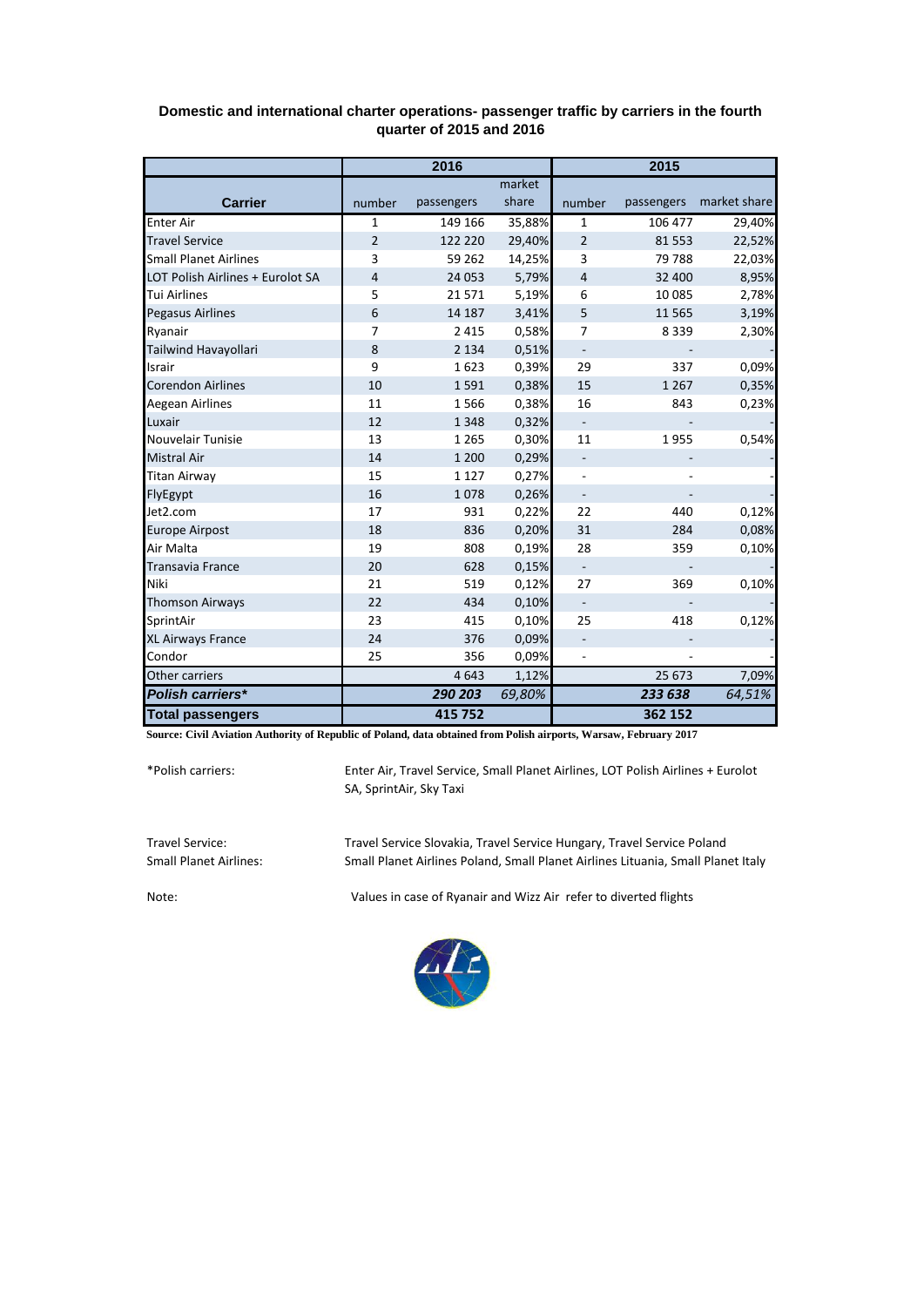**Domestic and international charter operations- passenger traffic by carriers in the fourth quarter of 2015 and 2016**

| Carrier | 2016 | | | 2015 | | |
|---|---|---|---|---|---|---|
| | number | passengers | market share | number | passengers | market share |
| Enter Air | 1 | 149 166 | 35,88% | 1 | 106 477 | 29,40% |
| Travel Service | 2 | 122 220 | 29,40% | 2 | 81 553 | 22,52% |
| Small Planet Airlines | 3 | 59 262 | 14,25% | 3 | 79 788 | 22,03% |
| LOT Polish Airlines + Eurolot SA | 4 | 24 053 | 5,79% | 4 | 32 400 | 8,95% |
| Tui Airlines | 5 | 21 571 | 5,19% | 6 | 10 085 | 2,78% |
| Pegasus Airlines | 6 | 14 187 | 3,41% | 5 | 11 565 | 3,19% |
| Ryanair | 7 | 2 415 | 0,58% | 7 | 8 339 | 2,30% |
| Tailwind Havayollari | 8 | 2 134 | 0,51% | - | - | - |
| Israir | 9 | 1 623 | 0,39% | 29 | 337 | 0,09% |
| Corendon Airlines | 10 | 1 591 | 0,38% | 15 | 1 267 | 0,35% |
| Aegean Airlines | 11 | 1 566 | 0,38% | 16 | 843 | 0,23% |
| Luxair | 12 | 1 348 | 0,32% | - | - | - |
| Nouvelair Tunisie | 13 | 1 265 | 0,30% | 11 | 1 955 | 0,54% |
| Mistral Air | 14 | 1 200 | 0,29% | - | - | - |
| Titan Airway | 15 | 1 127 | 0,27% | - | - | - |
| FlyEgypt | 16 | 1 078 | 0,26% | - | - | - |
| Jet2.com | 17 | 931 | 0,22% | 22 | 440 | 0,12% |
| Europe Airpost | 18 | 836 | 0,20% | 31 | 284 | 0,08% |
| Air Malta | 19 | 808 | 0,19% | 28 | 359 | 0,10% |
| Transavia France | 20 | 628 | 0,15% | - | - | - |
| Niki | 21 | 519 | 0,12% | 27 | 369 | 0,10% |
| Thomson Airways | 22 | 434 | 0,10% | - | - | - |
| SprintAir | 23 | 415 | 0,10% | 25 | 418 | 0,12% |
| XL Airways France | 24 | 376 | 0,09% | - | - | - |
| Condor | 25 | 356 | 0,09% | - | - | - |
| Other carriers | | 4 643 | 1,12% | | 25 673 | 7,09% |
| ***Polish carriers**** | | ***290 203*** | *69,80%* | | ***233 638*** | *64,51%* |
| **Total passengers** | | **415 752** | | | **362 152** | |

**Source: Civil Aviation Authority of Republic of Poland, data obtained from Polish airports, Warsaw, February 2017**

*Polish carriers: Enter Air, Travel Service, Small Planet Airlines, LOT Polish Airlines + Eurolot SA, SprintAir, Sky Taxi

Travel Service: Travel Service Slovakia, Travel Service Hungary, Travel Service Poland

Small Planet Airlines: Small Planet Airlines Poland, Small Planet Airlines Lituania, Small Planet Italy

Note: Values in case of Ryanair and Wizz Air refer to diverted flights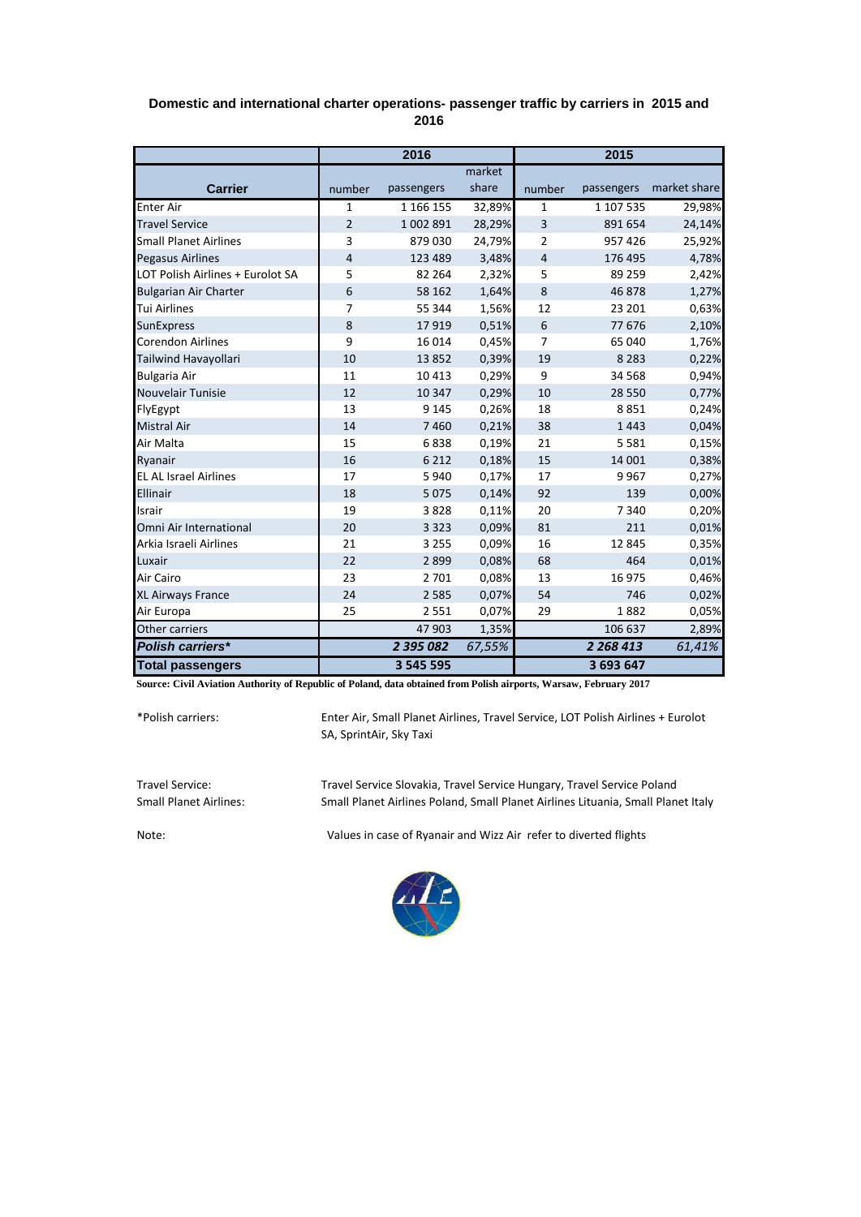### Domestic and international charter operations- passenger traffic by carriers in 2015 and 2016

| Carrier | 2016 | | | 2015 | | |
|---|---|---|---|---|---|---|
| | number | passengers | market share | number | passengers | market share |
| Enter Air | 1 | 1 166 155 | 32,89% | 1 | 1 107 535 | 29,98% |
| Travel Service | 2 | 1 002 891 | 28,29% | 3 | 891 654 | 24,14% |
| Small Planet Airlines | 3 | 879 030 | 24,79% | 2 | 957 426 | 25,92% |
| Pegasus Airlines | 4 | 123 489 | 3,48% | 4 | 176 495 | 4,78% |
| LOT Polish Airlines + Eurolot SA | 5 | 82 264 | 2,32% | 5 | 89 259 | 2,42% |
| Bulgarian Air Charter | 6 | 58 162 | 1,64% | 8 | 46 878 | 1,27% |
| Tui Airlines | 7 | 55 344 | 1,56% | 12 | 23 201 | 0,63% |
| SunExpress | 8 | 17 919 | 0,51% | 6 | 77 676 | 2,10% |
| Corendon Airlines | 9 | 16 014 | 0,45% | 7 | 65 040 | 1,76% |
| Tailwind Havayollari | 10 | 13 852 | 0,39% | 19 | 8 283 | 0,22% |
| Bulgaria Air | 11 | 10 413 | 0,29% | 9 | 34 568 | 0,94% |
| Nouvelair Tunisie | 12 | 10 347 | 0,29% | 10 | 28 550 | 0,77% |
| FlyEgypt | 13 | 9 145 | 0,26% | 18 | 8 851 | 0,24% |
| Mistral Air | 14 | 7 460 | 0,21% | 38 | 1 443 | 0,04% |
| Air Malta | 15 | 6 838 | 0,19% | 21 | 5 581 | 0,15% |
| Ryanair | 16 | 6 212 | 0,18% | 15 | 14 001 | 0,38% |
| EL AL Israel Airlines | 17 | 5 940 | 0,17% | 17 | 9 967 | 0,27% |
| Ellinair | 18 | 5 075 | 0,14% | 92 | 139 | 0,00% |
| Israir | 19 | 3 828 | 0,11% | 20 | 7 340 | 0,20% |
| Omni Air International | 20 | 3 323 | 0,09% | 81 | 211 | 0,01% |
| Arkia Israeli Airlines | 21 | 3 255 | 0,09% | 16 | 12 845 | 0,35% |
| Luxair | 22 | 2 899 | 0,08% | 68 | 464 | 0,01% |
| Air Cairo | 23 | 2 701 | 0,08% | 13 | 16 975 | 0,46% |
| XL Airways France | 24 | 2 585 | 0,07% | 54 | 746 | 0,02% |
| Air Europa | 25 | 2 551 | 0,07% | 29 | 1 882 | 0,05% |
| Other carriers | | 47 903 | 1,35% | | 106 637 | 2,89% |
| ***Polish carriers**** | | ***2 395 082*** | *67,55%* | | ***2 268 413*** | *61,41%* |
| **Total passengers** | | **3 545 595** | | | **3 693 647** | |

**Source: Civil Aviation Authority of Republic of Poland, data obtained from Polish airports, Warsaw, February 2017**

*Polish carriers: Enter Air, Small Planet Airlines, Travel Service, LOT Polish Airlines + Eurolot SA, SprintAir, Sky Taxi

Travel Service: Travel Service Slovakia, Travel Service Hungary, Travel Service Poland

Small Planet Airlines: Small Planet Airlines Poland, Small Planet Airlines Lituania, Small Planet Italy

Note: Values in case of Ryanair and Wizz Air refer to diverted flights